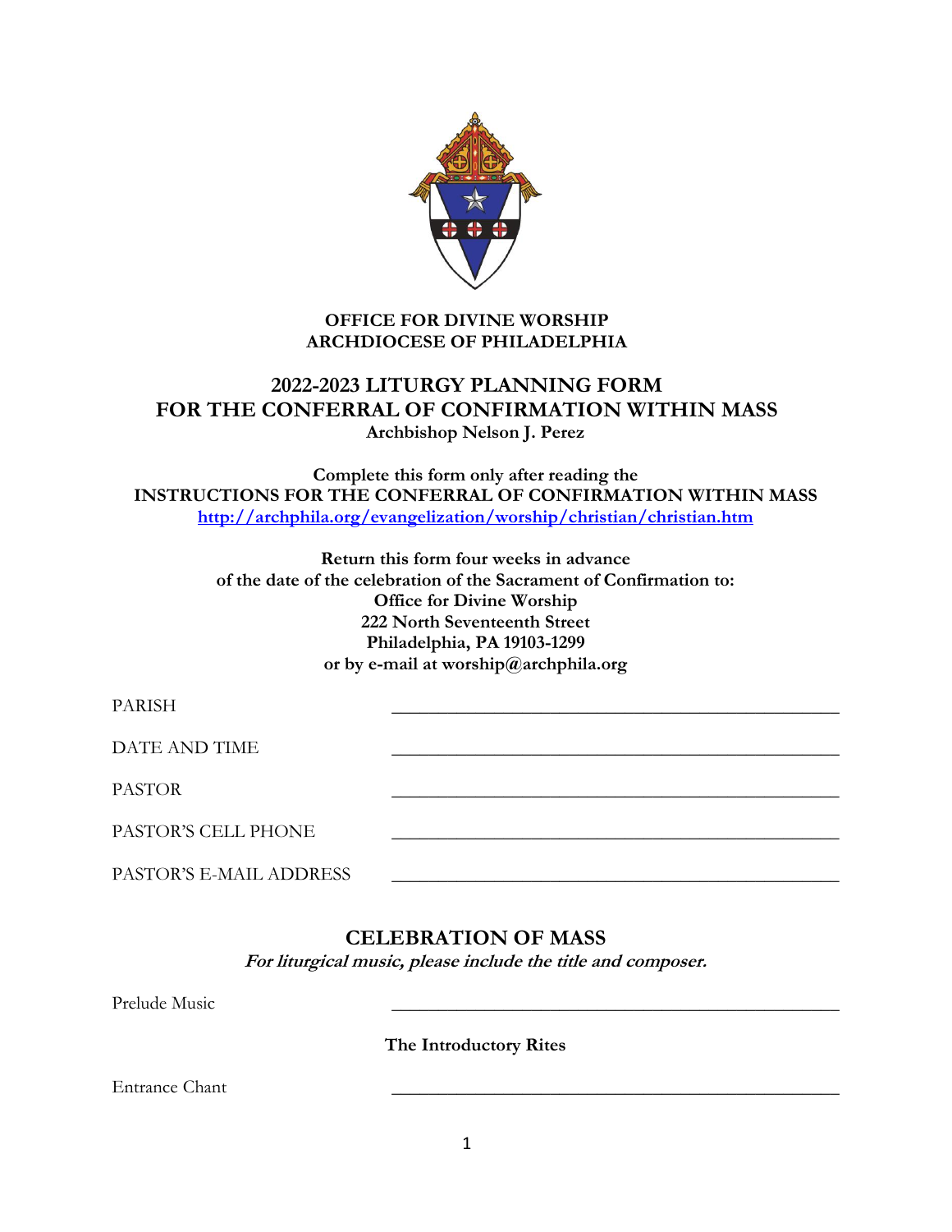**OFFICE FOR DIVINE WORSHIP**
**ARCHDIOCESE OF PHILADELPHIA**

# 2022-2023 LITURGY PLANNING FORM FOR THE CONFERRAL OF CONFIRMATION WITHIN MASS

**Archbishop Nelson J. Perez**

**Complete this form only after reading the**
**INSTRUCTIONS FOR THE CONFERRAL OF CONFIRMATION WITHIN MASS**
**[http://archphila.org/evangelization/worship/christian/christian.htm](http://archphila.org/evangelization/worship/christian/christian.htm)**

**Return this form four weeks in advance**
**of the date of the celebration of the Sacrament of Confirmation to:**
**Office for Divine Worship**
**222 North Seventeenth Street**
**Philadelphia, PA 19103-1299**
**or by e-mail at worship@archphila.org**

PARISH ______________________________

DATE AND TIME ______________________________

PASTOR ______________________________

PASTOR'S CELL PHONE ______________________________

PASTOR'S E-MAIL ADDRESS ______________________________

## CELEBRATION OF MASS

***For liturgical music, please include the title and composer.***

Prelude Music ______________________________

**The Introductory Rites**

Entrance Chant ______________________________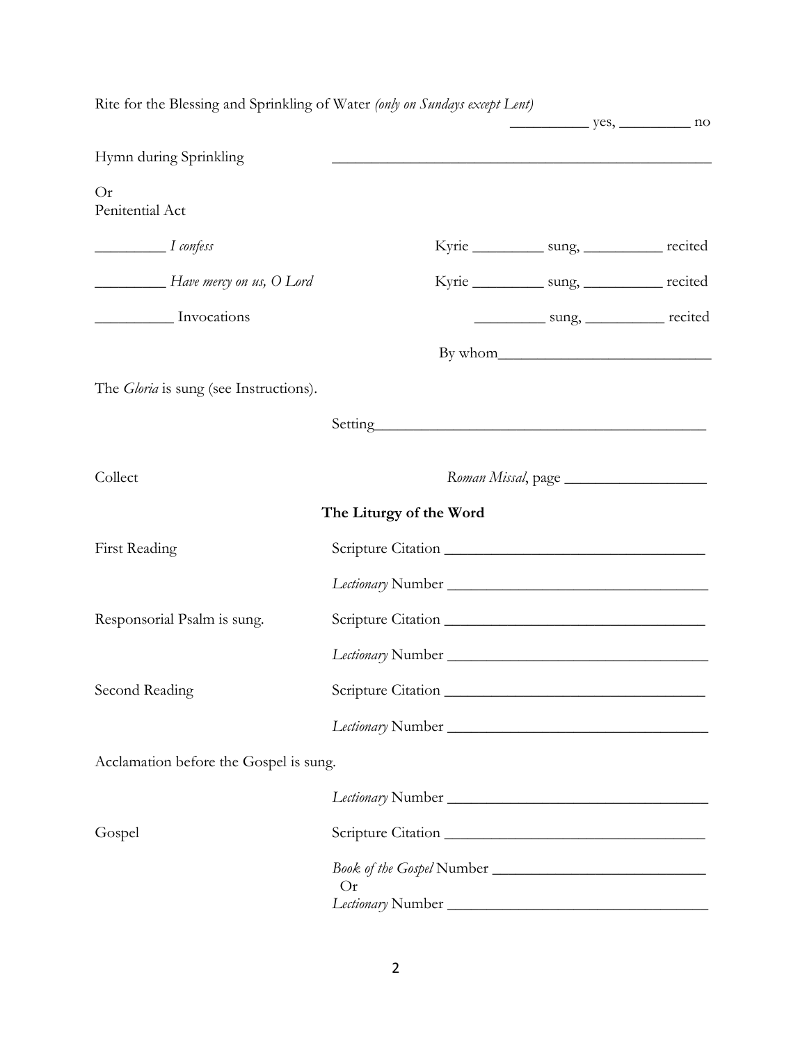Rite for the Blessing and Sprinkling of Water *(only on Sundays except Lent)*

__________ yes, _________ no

Hymn during Sprinkling _______________________________________________

Or
Penitential Act

_________ *I confess* Kyrie _________ sung, __________ recited

_________ *Have mercy on us, O Lord* Kyrie _________ sung, __________ recited

__________ Invocations _________ sung, __________ recited

By whom__________________________

The *Gloria* is sung (see Instructions).

Setting__________________________________________

Collect *Roman Missal*, page _________________

**The Liturgy of the Word**

First Reading Scripture Citation ________________________________

*Lectionary* Number ________________________________

Responsorial Psalm is sung. Scripture Citation ________________________________

*Lectionary* Number ________________________________

Second Reading Scripture Citation ________________________________

*Lectionary* Number ________________________________

Acclamation before the Gospel is sung.

*Lectionary* Number ________________________________

Gospel Scripture Citation ________________________________

*Book of the Gospel* Number ___________________________
Or
*Lectionary* Number ________________________________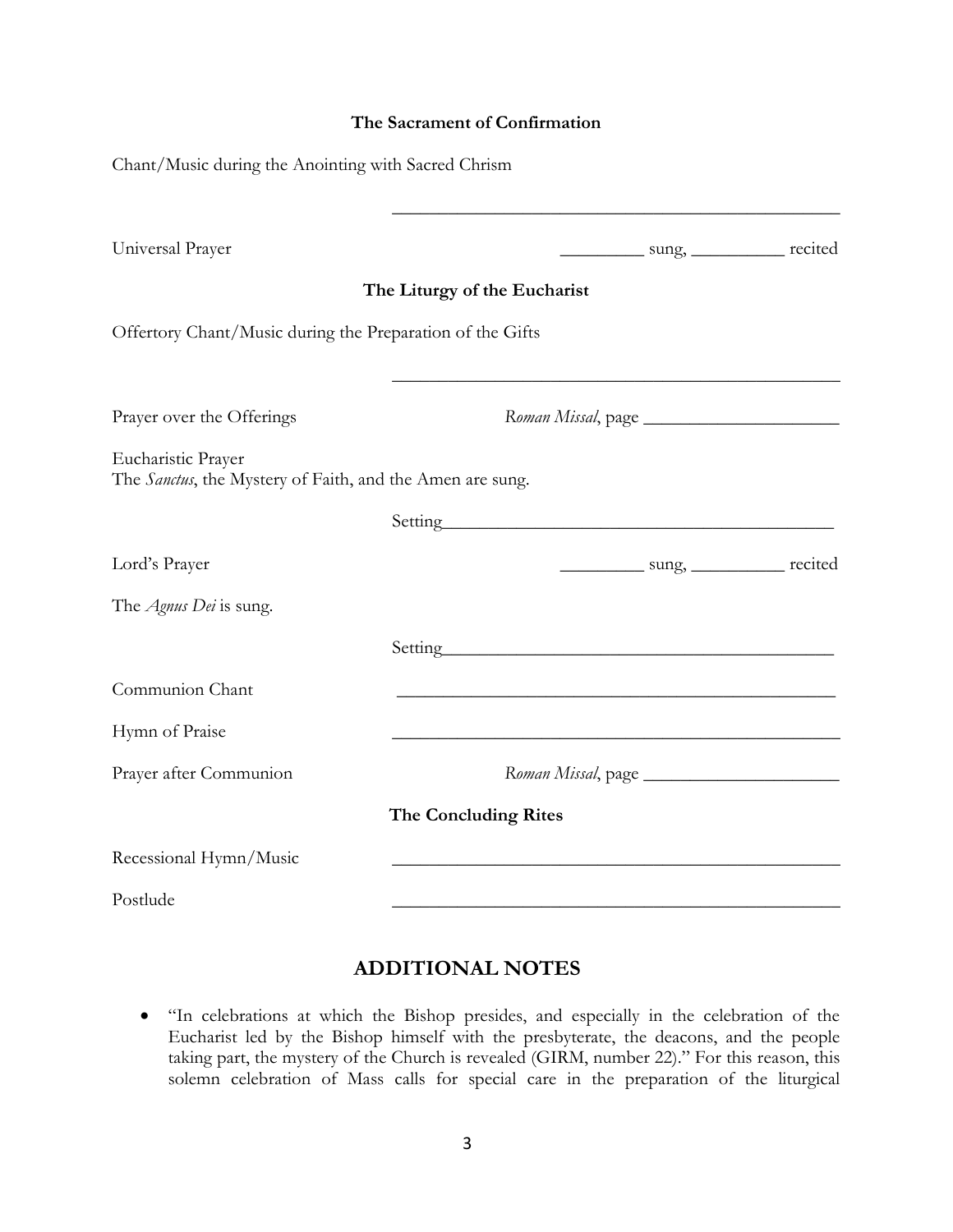**The Sacrament of Confirmation**

Chant/Music during the Anointing with Sacred Chrism

_______________________________________________

Universal Prayer _________ sung, __________ recited

**The Liturgy of the Eucharist**

Offertory Chant/Music during the Preparation of the Gifts

_______________________________________________

Prayer over the Offerings *Roman Missal*, page _____________________

Eucharistic Prayer
The *Sanctus*, the Mystery of Faith, and the Amen are sung.

Setting___________________________________________

Lord's Prayer _________ sung, __________ recited

The *Agnus Dei* is sung.

Setting___________________________________________

Communion Chant _______________________________________________

Hymn of Praise _______________________________________________

Prayer after Communion *Roman Missal*, page _____________________

**The Concluding Rites**

Recessional Hymn/Music _______________________________________________

Postlude _______________________________________________

## ADDITIONAL NOTES

- "In celebrations at which the Bishop presides, and especially in the celebration of the Eucharist led by the Bishop himself with the presbyterate, the deacons, and the people taking part, the mystery of the Church is revealed (GIRM, number 22)." For this reason, this solemn celebration of Mass calls for special care in the preparation of the liturgical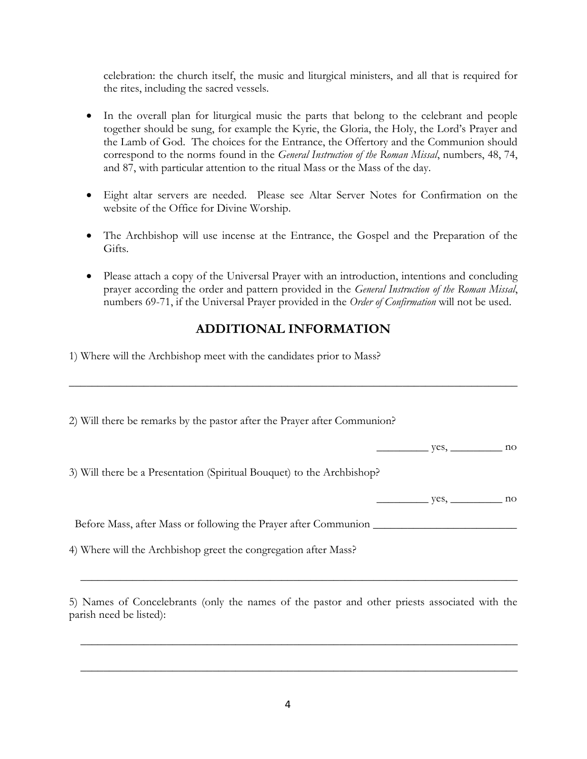celebration: the church itself, the music and liturgical ministers, and all that is required for the rites, including the sacred vessels.

- In the overall plan for liturgical music the parts that belong to the celebrant and people together should be sung, for example the Kyrie, the Gloria, the Holy, the Lord's Prayer and the Lamb of God. The choices for the Entrance, the Offertory and the Communion should correspond to the norms found in the *General Instruction of the Roman Missal*, numbers, 48, 74, and 87, with particular attention to the ritual Mass or the Mass of the day.

- Eight altar servers are needed. Please see Altar Server Notes for Confirmation on the website of the Office for Divine Worship.

- The Archbishop will use incense at the Entrance, the Gospel and the Preparation of the Gifts.

- Please attach a copy of the Universal Prayer with an introduction, intentions and concluding prayer according the order and pattern provided in the *General Instruction of the Roman Missal*, numbers 69-71, if the Universal Prayer provided in the *Order of Confirmation* will not be used.

## ADDITIONAL INFORMATION

1) Where will the Archbishop meet with the candidates prior to Mass?

_______________________________________________________________________________

2) Will there be remarks by the pastor after the Prayer after Communion?

_________ yes, _________ no

3) Will there be a Presentation (Spiritual Bouquet) to the Archbishop?

_________ yes, _________ no

Before Mass, after Mass or following the Prayer after Communion _________________________

4) Where will the Archbishop greet the congregation after Mass?

_______________________________________________________________________________

5) Names of Concelebrants (only the names of the pastor and other priests associated with the parish need be listed):

_______________________________________________________________________________

_______________________________________________________________________________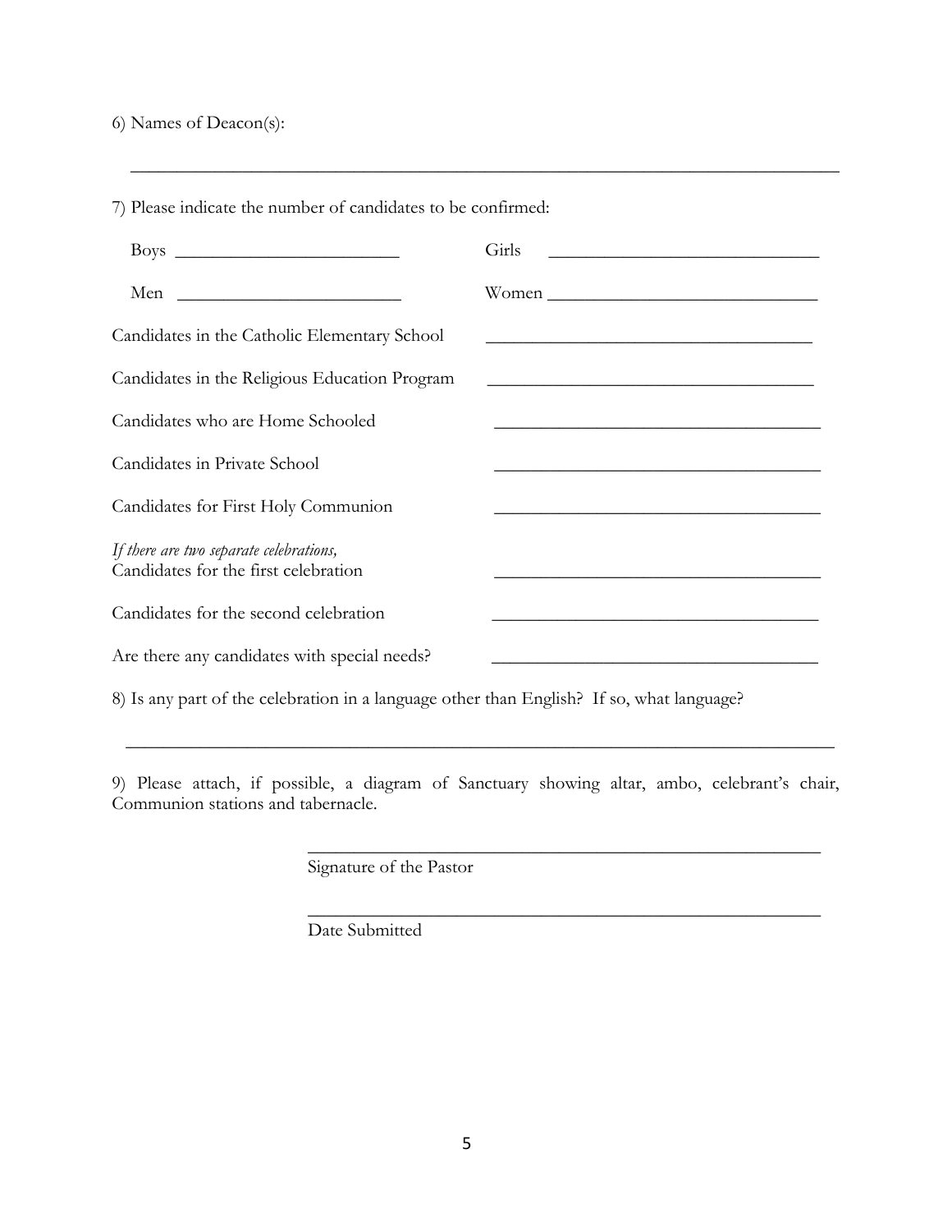6) Names of Deacon(s):

______________________________________________________________________________

7) Please indicate the number of candidates to be confirmed:

Boys ________________________ Girls ______________________________

Men ________________________ Women ______________________________

Candidates in the Catholic Elementary School ____________________________________

Candidates in the Religious Education Program ____________________________________

Candidates who are Home Schooled ____________________________________

Candidates in Private School ____________________________________

Candidates for First Holy Communion ____________________________________

*If there are two separate celebrations,*
Candidates for the first celebration ____________________________________

Candidates for the second celebration ____________________________________

Are there any candidates with special needs? ____________________________________

8) Is any part of the celebration in a language other than English? If so, what language?

______________________________________________________________________________

9) Please attach, if possible, a diagram of Sanctuary showing altar, ambo, celebrant's chair, Communion stations and tabernacle.

________________________________________________________
Signature of the Pastor

________________________________________________________
Date Submitted